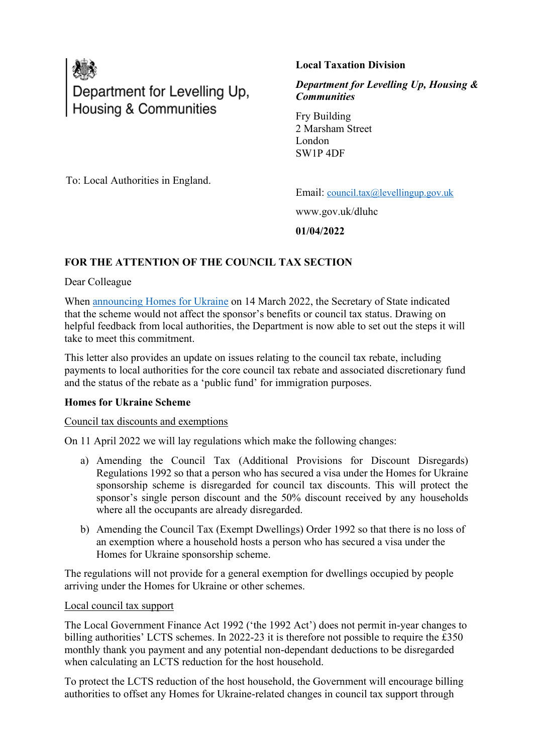Department for Levelling Up, Housing & Communities

**Local Taxation Division**

***Department for Levelling Up, Housing & Communities***

Fry Building
2 Marsham Street
London
SW1P 4DF

To: Local Authorities in England.

Email: [council.tax@levellingup.gov.uk](mailto:council.tax@levellingup.gov.uk)

www.gov.uk/dluhc

**01/04/2022**

**FOR THE ATTENTION OF THE COUNCIL TAX SECTION**

Dear Colleague

When [announcing Homes for Ukraine](#) on 14 March 2022, the Secretary of State indicated that the scheme would not affect the sponsor's benefits or council tax status. Drawing on helpful feedback from local authorities, the Department is now able to set out the steps it will take to meet this commitment.

This letter also provides an update on issues relating to the council tax rebate, including payments to local authorities for the core council tax rebate and associated discretionary fund and the status of the rebate as a 'public fund' for immigration purposes.

**Homes for Ukraine Scheme**

<u>Council tax discounts and exemptions</u>

On 11 April 2022 we will lay regulations which make the following changes:

a) Amending the Council Tax (Additional Provisions for Discount Disregards) Regulations 1992 so that a person who has secured a visa under the Homes for Ukraine sponsorship scheme is disregarded for council tax discounts. This will protect the sponsor's single person discount and the 50% discount received by any households where all the occupants are already disregarded.

b) Amending the Council Tax (Exempt Dwellings) Order 1992 so that there is no loss of an exemption where a household hosts a person who has secured a visa under the Homes for Ukraine sponsorship scheme.

The regulations will not provide for a general exemption for dwellings occupied by people arriving under the Homes for Ukraine or other schemes.

<u>Local council tax support</u>

The Local Government Finance Act 1992 ('the 1992 Act') does not permit in-year changes to billing authorities' LCTS schemes. In 2022-23 it is therefore not possible to require the £350 monthly thank you payment and any potential non-dependant deductions to be disregarded when calculating an LCTS reduction for the host household.

To protect the LCTS reduction of the host household, the Government will encourage billing authorities to offset any Homes for Ukraine-related changes in council tax support through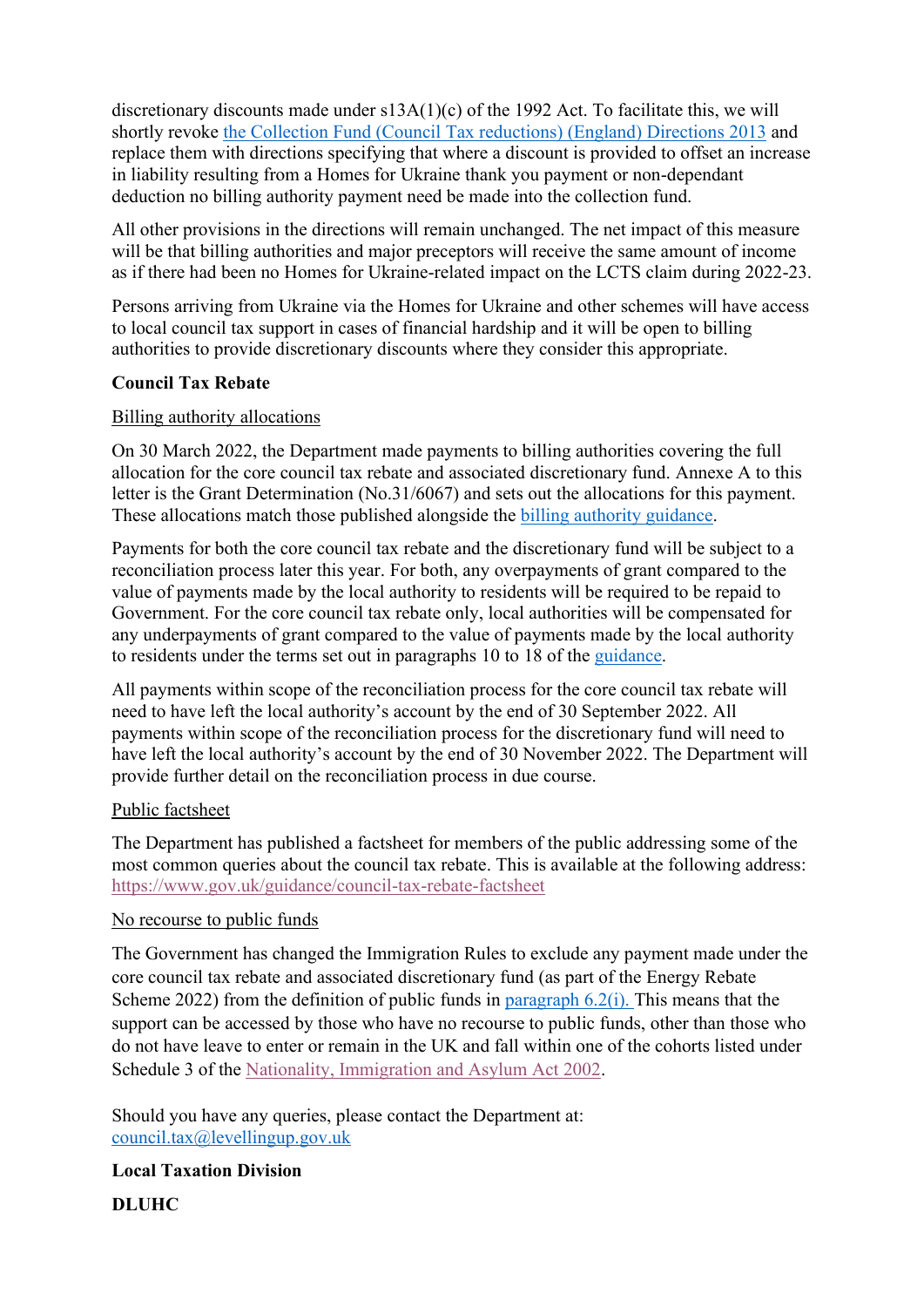discretionary discounts made under s13A(1)(c) of the 1992 Act. To facilitate this, we will shortly revoke the Collection Fund (Council Tax reductions) (England) Directions 2013 and replace them with directions specifying that where a discount is provided to offset an increase in liability resulting from a Homes for Ukraine thank you payment or non-dependant deduction no billing authority payment need be made into the collection fund.

All other provisions in the directions will remain unchanged. The net impact of this measure will be that billing authorities and major preceptors will receive the same amount of income as if there had been no Homes for Ukraine-related impact on the LCTS claim during 2022-23.

Persons arriving from Ukraine via the Homes for Ukraine and other schemes will have access to local council tax support in cases of financial hardship and it will be open to billing authorities to provide discretionary discounts where they consider this appropriate.

**Council Tax Rebate**

Billing authority allocations

On 30 March 2022, the Department made payments to billing authorities covering the full allocation for the core council tax rebate and associated discretionary fund. Annexe A to this letter is the Grant Determination (No.31/6067) and sets out the allocations for this payment. These allocations match those published alongside the billing authority guidance.

Payments for both the core council tax rebate and the discretionary fund will be subject to a reconciliation process later this year. For both, any overpayments of grant compared to the value of payments made by the local authority to residents will be required to be repaid to Government. For the core council tax rebate only, local authorities will be compensated for any underpayments of grant compared to the value of payments made by the local authority to residents under the terms set out in paragraphs 10 to 18 of the guidance.

All payments within scope of the reconciliation process for the core council tax rebate will need to have left the local authority's account by the end of 30 September 2022. All payments within scope of the reconciliation process for the discretionary fund will need to have left the local authority's account by the end of 30 November 2022. The Department will provide further detail on the reconciliation process in due course.

Public factsheet

The Department has published a factsheet for members of the public addressing some of the most common queries about the council tax rebate. This is available at the following address: https://www.gov.uk/guidance/council-tax-rebate-factsheet

No recourse to public funds

The Government has changed the Immigration Rules to exclude any payment made under the core council tax rebate and associated discretionary fund (as part of the Energy Rebate Scheme 2022) from the definition of public funds in paragraph 6.2(i). This means that the support can be accessed by those who have no recourse to public funds, other than those who do not have leave to enter or remain in the UK and fall within one of the cohorts listed under Schedule 3 of the Nationality, Immigration and Asylum Act 2002.

Should you have any queries, please contact the Department at: council.tax@levellingup.gov.uk

**Local Taxation Division**

**DLUHC**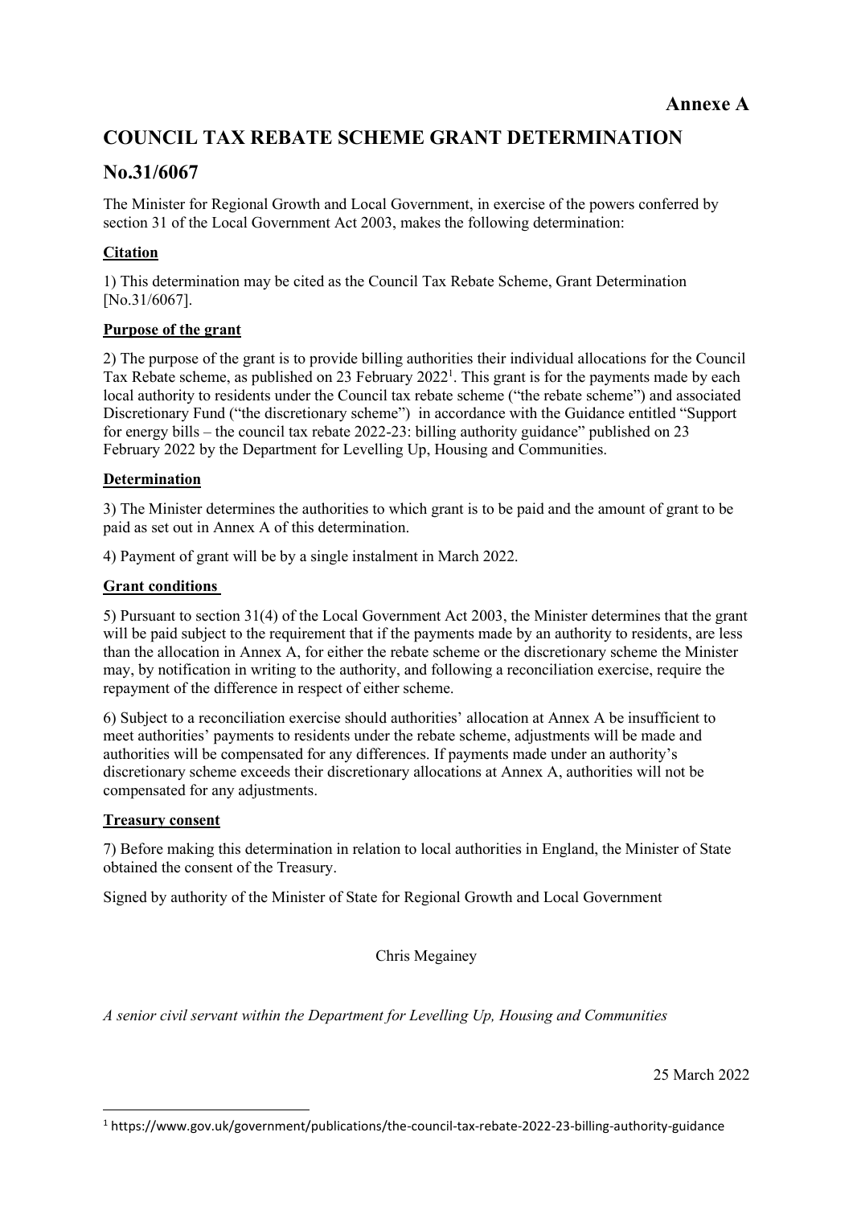**Annexe A**

# COUNCIL TAX REBATE SCHEME GRANT DETERMINATION

# No.31/6067

The Minister for Regional Growth and Local Government, in exercise of the powers conferred by section 31 of the Local Government Act 2003, makes the following determination:

## Citation

1) This determination may be cited as the Council Tax Rebate Scheme, Grant Determination [No.31/6067].

## Purpose of the grant

2) The purpose of the grant is to provide billing authorities their individual allocations for the Council Tax Rebate scheme, as published on 23 February 2022[1]. This grant is for the payments made by each local authority to residents under the Council tax rebate scheme ("the rebate scheme") and associated Discretionary Fund ("the discretionary scheme") in accordance with the Guidance entitled "Support for energy bills – the council tax rebate 2022-23: billing authority guidance" published on 23 February 2022 by the Department for Levelling Up, Housing and Communities.

## Determination

3) The Minister determines the authorities to which grant is to be paid and the amount of grant to be paid as set out in Annex A of this determination.

4) Payment of grant will be by a single instalment in March 2022.

## Grant conditions

5) Pursuant to section 31(4) of the Local Government Act 2003, the Minister determines that the grant will be paid subject to the requirement that if the payments made by an authority to residents, are less than the allocation in Annex A, for either the rebate scheme or the discretionary scheme the Minister may, by notification in writing to the authority, and following a reconciliation exercise, require the repayment of the difference in respect of either scheme.

6) Subject to a reconciliation exercise should authorities' allocation at Annex A be insufficient to meet authorities' payments to residents under the rebate scheme, adjustments will be made and authorities will be compensated for any differences. If payments made under an authority's discretionary scheme exceeds their discretionary allocations at Annex A, authorities will not be compensated for any adjustments.

## Treasury consent

7) Before making this determination in relation to local authorities in England, the Minister of State obtained the consent of the Treasury.

Signed by authority of the Minister of State for Regional Growth and Local Government

Chris Megainey

*A senior civil servant within the Department for Levelling Up, Housing and Communities*

25 March 2022

[1] https://www.gov.uk/government/publications/the-council-tax-rebate-2022-23-billing-authority-guidance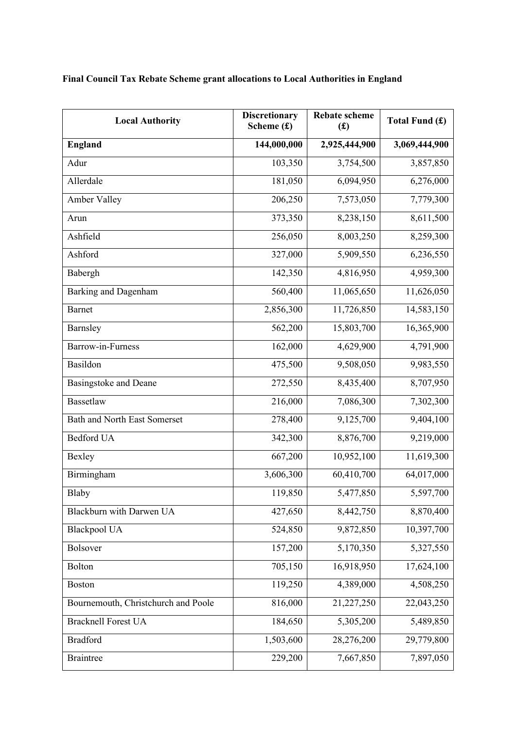**Final Council Tax Rebate Scheme grant allocations to Local Authorities in England**

| Local Authority | Discretionary Scheme (£) | Rebate scheme (£) | Total Fund (£) |
|---|---:|---:|---:|
| **England** | **144,000,000** | **2,925,444,900** | **3,069,444,900** |
| Adur | 103,350 | 3,754,500 | 3,857,850 |
| Allerdale | 181,050 | 6,094,950 | 6,276,000 |
| Amber Valley | 206,250 | 7,573,050 | 7,779,300 |
| Arun | 373,350 | 8,238,150 | 8,611,500 |
| Ashfield | 256,050 | 8,003,250 | 8,259,300 |
| Ashford | 327,000 | 5,909,550 | 6,236,550 |
| Babergh | 142,350 | 4,816,950 | 4,959,300 |
| Barking and Dagenham | 560,400 | 11,065,650 | 11,626,050 |
| Barnet | 2,856,300 | 11,726,850 | 14,583,150 |
| Barnsley | 562,200 | 15,803,700 | 16,365,900 |
| Barrow-in-Furness | 162,000 | 4,629,900 | 4,791,900 |
| Basildon | 475,500 | 9,508,050 | 9,983,550 |
| Basingstoke and Deane | 272,550 | 8,435,400 | 8,707,950 |
| Bassetlaw | 216,000 | 7,086,300 | 7,302,300 |
| Bath and North East Somerset | 278,400 | 9,125,700 | 9,404,100 |
| Bedford UA | 342,300 | 8,876,700 | 9,219,000 |
| Bexley | 667,200 | 10,952,100 | 11,619,300 |
| Birmingham | 3,606,300 | 60,410,700 | 64,017,000 |
| Blaby | 119,850 | 5,477,850 | 5,597,700 |
| Blackburn with Darwen UA | 427,650 | 8,442,750 | 8,870,400 |
| Blackpool UA | 524,850 | 9,872,850 | 10,397,700 |
| Bolsover | 157,200 | 5,170,350 | 5,327,550 |
| Bolton | 705,150 | 16,918,950 | 17,624,100 |
| Boston | 119,250 | 4,389,000 | 4,508,250 |
| Bournemouth, Christchurch and Poole | 816,000 | 21,227,250 | 22,043,250 |
| Bracknell Forest UA | 184,650 | 5,305,200 | 5,489,850 |
| Bradford | 1,503,600 | 28,276,200 | 29,779,800 |
| Braintree | 229,200 | 7,667,850 | 7,897,050 |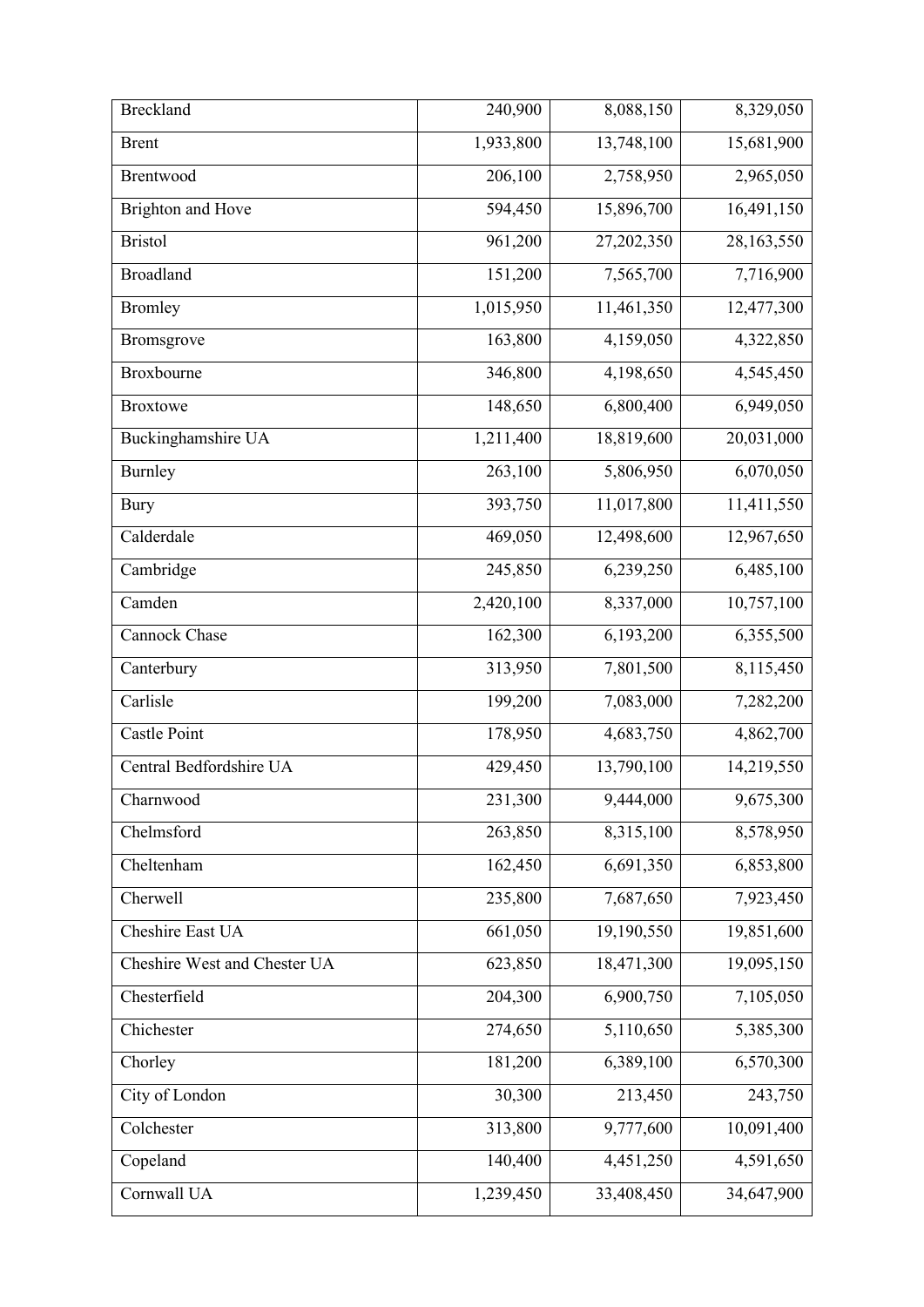| | | | |
|---|---|---|---|
| Breckland | 240,900 | 8,088,150 | 8,329,050 |
| Brent | 1,933,800 | 13,748,100 | 15,681,900 |
| Brentwood | 206,100 | 2,758,950 | 2,965,050 |
| Brighton and Hove | 594,450 | 15,896,700 | 16,491,150 |
| Bristol | 961,200 | 27,202,350 | 28,163,550 |
| Broadland | 151,200 | 7,565,700 | 7,716,900 |
| Bromley | 1,015,950 | 11,461,350 | 12,477,300 |
| Bromsgrove | 163,800 | 4,159,050 | 4,322,850 |
| Broxbourne | 346,800 | 4,198,650 | 4,545,450 |
| Broxtowe | 148,650 | 6,800,400 | 6,949,050 |
| Buckinghamshire UA | 1,211,400 | 18,819,600 | 20,031,000 |
| Burnley | 263,100 | 5,806,950 | 6,070,050 |
| Bury | 393,750 | 11,017,800 | 11,411,550 |
| Calderdale | 469,050 | 12,498,600 | 12,967,650 |
| Cambridge | 245,850 | 6,239,250 | 6,485,100 |
| Camden | 2,420,100 | 8,337,000 | 10,757,100 |
| Cannock Chase | 162,300 | 6,193,200 | 6,355,500 |
| Canterbury | 313,950 | 7,801,500 | 8,115,450 |
| Carlisle | 199,200 | 7,083,000 | 7,282,200 |
| Castle Point | 178,950 | 4,683,750 | 4,862,700 |
| Central Bedfordshire UA | 429,450 | 13,790,100 | 14,219,550 |
| Charnwood | 231,300 | 9,444,000 | 9,675,300 |
| Chelmsford | 263,850 | 8,315,100 | 8,578,950 |
| Cheltenham | 162,450 | 6,691,350 | 6,853,800 |
| Cherwell | 235,800 | 7,687,650 | 7,923,450 |
| Cheshire East UA | 661,050 | 19,190,550 | 19,851,600 |
| Cheshire West and Chester UA | 623,850 | 18,471,300 | 19,095,150 |
| Chesterfield | 204,300 | 6,900,750 | 7,105,050 |
| Chichester | 274,650 | 5,110,650 | 5,385,300 |
| Chorley | 181,200 | 6,389,100 | 6,570,300 |
| City of London | 30,300 | 213,450 | 243,750 |
| Colchester | 313,800 | 9,777,600 | 10,091,400 |
| Copeland | 140,400 | 4,451,250 | 4,591,650 |
| Cornwall UA | 1,239,450 | 33,408,450 | 34,647,900 |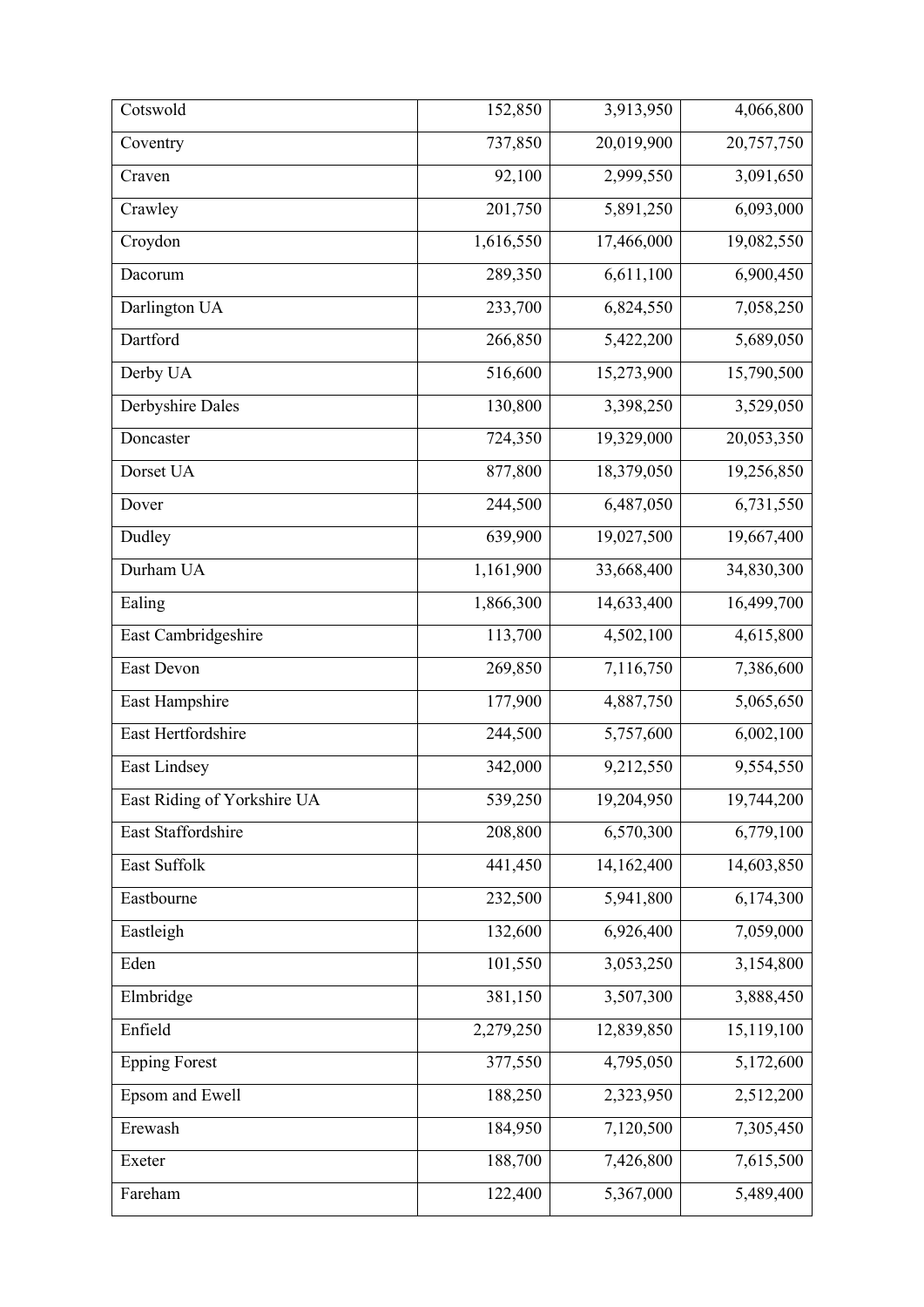| | | | |
|---|---|---|---|
| Cotswold | 152,850 | 3,913,950 | 4,066,800 |
| Coventry | 737,850 | 20,019,900 | 20,757,750 |
| Craven | 92,100 | 2,999,550 | 3,091,650 |
| Crawley | 201,750 | 5,891,250 | 6,093,000 |
| Croydon | 1,616,550 | 17,466,000 | 19,082,550 |
| Dacorum | 289,350 | 6,611,100 | 6,900,450 |
| Darlington UA | 233,700 | 6,824,550 | 7,058,250 |
| Dartford | 266,850 | 5,422,200 | 5,689,050 |
| Derby UA | 516,600 | 15,273,900 | 15,790,500 |
| Derbyshire Dales | 130,800 | 3,398,250 | 3,529,050 |
| Doncaster | 724,350 | 19,329,000 | 20,053,350 |
| Dorset UA | 877,800 | 18,379,050 | 19,256,850 |
| Dover | 244,500 | 6,487,050 | 6,731,550 |
| Dudley | 639,900 | 19,027,500 | 19,667,400 |
| Durham UA | 1,161,900 | 33,668,400 | 34,830,300 |
| Ealing | 1,866,300 | 14,633,400 | 16,499,700 |
| East Cambridgeshire | 113,700 | 4,502,100 | 4,615,800 |
| East Devon | 269,850 | 7,116,750 | 7,386,600 |
| East Hampshire | 177,900 | 4,887,750 | 5,065,650 |
| East Hertfordshire | 244,500 | 5,757,600 | 6,002,100 |
| East Lindsey | 342,000 | 9,212,550 | 9,554,550 |
| East Riding of Yorkshire UA | 539,250 | 19,204,950 | 19,744,200 |
| East Staffordshire | 208,800 | 6,570,300 | 6,779,100 |
| East Suffolk | 441,450 | 14,162,400 | 14,603,850 |
| Eastbourne | 232,500 | 5,941,800 | 6,174,300 |
| Eastleigh | 132,600 | 6,926,400 | 7,059,000 |
| Eden | 101,550 | 3,053,250 | 3,154,800 |
| Elmbridge | 381,150 | 3,507,300 | 3,888,450 |
| Enfield | 2,279,250 | 12,839,850 | 15,119,100 |
| Epping Forest | 377,550 | 4,795,050 | 5,172,600 |
| Epsom and Ewell | 188,250 | 2,323,950 | 2,512,200 |
| Erewash | 184,950 | 7,120,500 | 7,305,450 |
| Exeter | 188,700 | 7,426,800 | 7,615,500 |
| Fareham | 122,400 | 5,367,000 | 5,489,400 |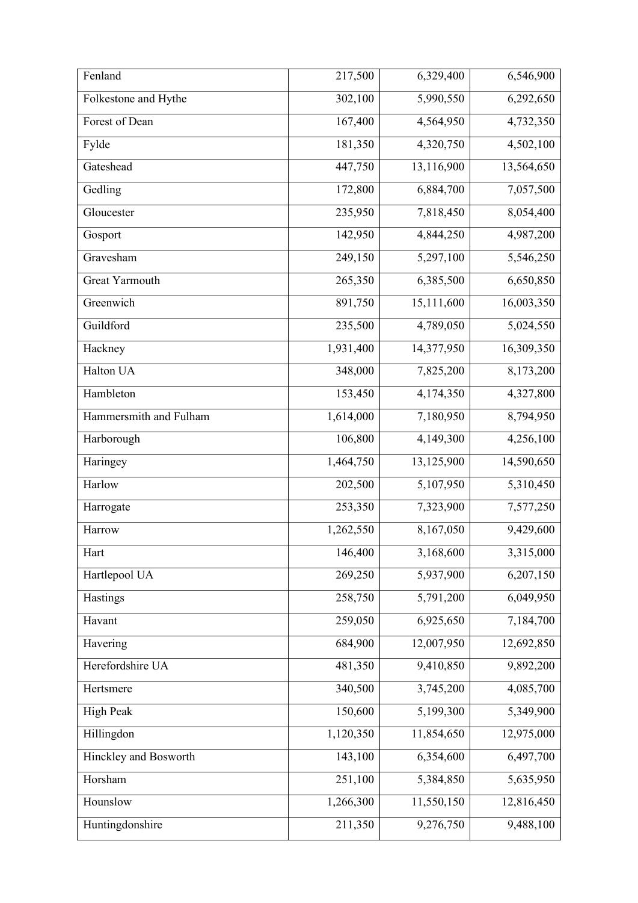| | | | |
|---|---:|---:|---:|
| Fenland | 217,500 | 6,329,400 | 6,546,900 |
| Folkestone and Hythe | 302,100 | 5,990,550 | 6,292,650 |
| Forest of Dean | 167,400 | 4,564,950 | 4,732,350 |
| Fylde | 181,350 | 4,320,750 | 4,502,100 |
| Gateshead | 447,750 | 13,116,900 | 13,564,650 |
| Gedling | 172,800 | 6,884,700 | 7,057,500 |
| Gloucester | 235,950 | 7,818,450 | 8,054,400 |
| Gosport | 142,950 | 4,844,250 | 4,987,200 |
| Gravesham | 249,150 | 5,297,100 | 5,546,250 |
| Great Yarmouth | 265,350 | 6,385,500 | 6,650,850 |
| Greenwich | 891,750 | 15,111,600 | 16,003,350 |
| Guildford | 235,500 | 4,789,050 | 5,024,550 |
| Hackney | 1,931,400 | 14,377,950 | 16,309,350 |
| Halton UA | 348,000 | 7,825,200 | 8,173,200 |
| Hambleton | 153,450 | 4,174,350 | 4,327,800 |
| Hammersmith and Fulham | 1,614,000 | 7,180,950 | 8,794,950 |
| Harborough | 106,800 | 4,149,300 | 4,256,100 |
| Haringey | 1,464,750 | 13,125,900 | 14,590,650 |
| Harlow | 202,500 | 5,107,950 | 5,310,450 |
| Harrogate | 253,350 | 7,323,900 | 7,577,250 |
| Harrow | 1,262,550 | 8,167,050 | 9,429,600 |
| Hart | 146,400 | 3,168,600 | 3,315,000 |
| Hartlepool UA | 269,250 | 5,937,900 | 6,207,150 |
| Hastings | 258,750 | 5,791,200 | 6,049,950 |
| Havant | 259,050 | 6,925,650 | 7,184,700 |
| Havering | 684,900 | 12,007,950 | 12,692,850 |
| Herefordshire UA | 481,350 | 9,410,850 | 9,892,200 |
| Hertsmere | 340,500 | 3,745,200 | 4,085,700 |
| High Peak | 150,600 | 5,199,300 | 5,349,900 |
| Hillingdon | 1,120,350 | 11,854,650 | 12,975,000 |
| Hinckley and Bosworth | 143,100 | 6,354,600 | 6,497,700 |
| Horsham | 251,100 | 5,384,850 | 5,635,950 |
| Hounslow | 1,266,300 | 11,550,150 | 12,816,450 |
| Huntingdonshire | 211,350 | 9,276,750 | 9,488,100 |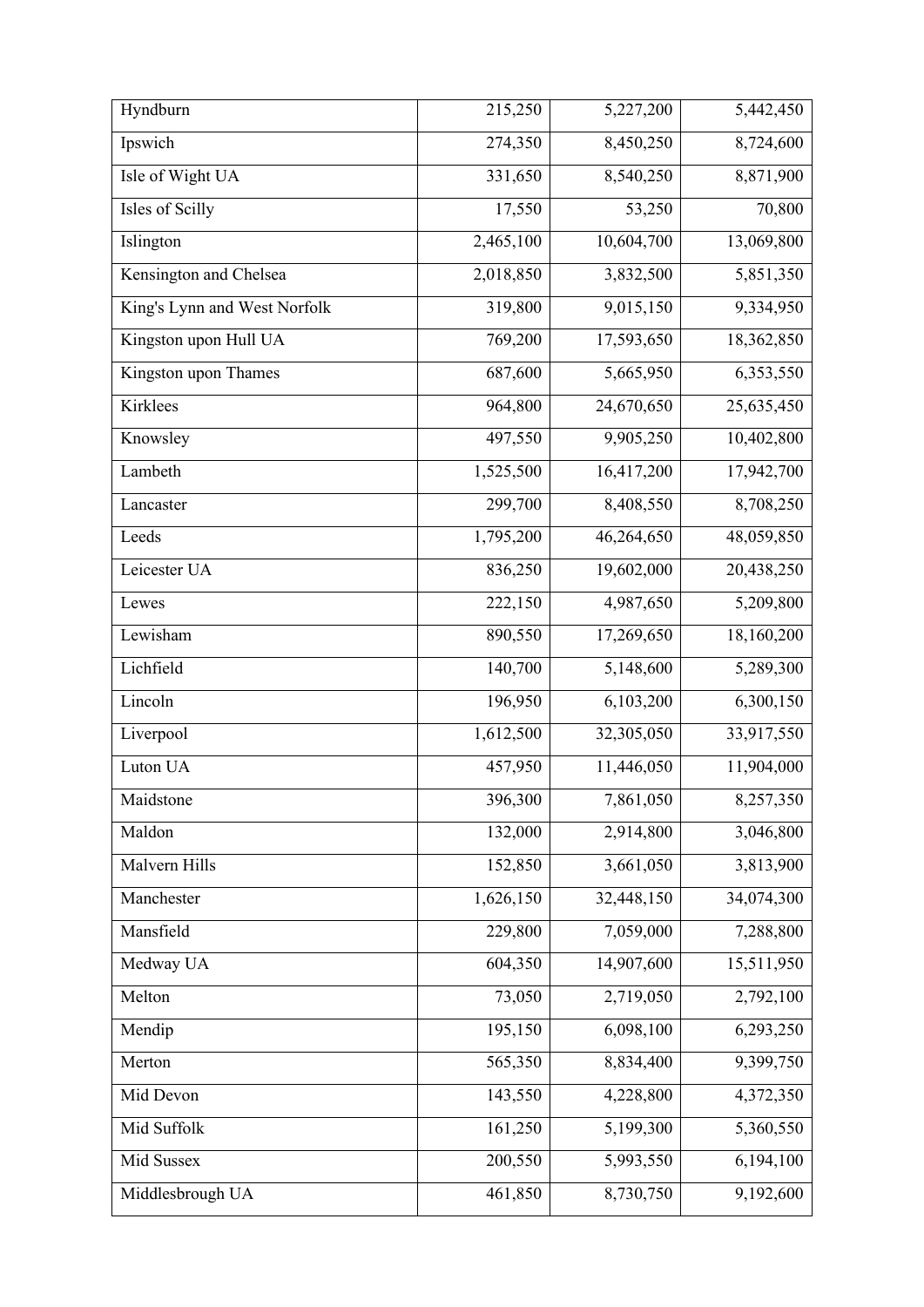| | | | |
|---|---|---|---|
| Hyndburn | 215,250 | 5,227,200 | 5,442,450 |
| Ipswich | 274,350 | 8,450,250 | 8,724,600 |
| Isle of Wight UA | 331,650 | 8,540,250 | 8,871,900 |
| Isles of Scilly | 17,550 | 53,250 | 70,800 |
| Islington | 2,465,100 | 10,604,700 | 13,069,800 |
| Kensington and Chelsea | 2,018,850 | 3,832,500 | 5,851,350 |
| King's Lynn and West Norfolk | 319,800 | 9,015,150 | 9,334,950 |
| Kingston upon Hull UA | 769,200 | 17,593,650 | 18,362,850 |
| Kingston upon Thames | 687,600 | 5,665,950 | 6,353,550 |
| Kirklees | 964,800 | 24,670,650 | 25,635,450 |
| Knowsley | 497,550 | 9,905,250 | 10,402,800 |
| Lambeth | 1,525,500 | 16,417,200 | 17,942,700 |
| Lancaster | 299,700 | 8,408,550 | 8,708,250 |
| Leeds | 1,795,200 | 46,264,650 | 48,059,850 |
| Leicester UA | 836,250 | 19,602,000 | 20,438,250 |
| Lewes | 222,150 | 4,987,650 | 5,209,800 |
| Lewisham | 890,550 | 17,269,650 | 18,160,200 |
| Lichfield | 140,700 | 5,148,600 | 5,289,300 |
| Lincoln | 196,950 | 6,103,200 | 6,300,150 |
| Liverpool | 1,612,500 | 32,305,050 | 33,917,550 |
| Luton UA | 457,950 | 11,446,050 | 11,904,000 |
| Maidstone | 396,300 | 7,861,050 | 8,257,350 |
| Maldon | 132,000 | 2,914,800 | 3,046,800 |
| Malvern Hills | 152,850 | 3,661,050 | 3,813,900 |
| Manchester | 1,626,150 | 32,448,150 | 34,074,300 |
| Mansfield | 229,800 | 7,059,000 | 7,288,800 |
| Medway UA | 604,350 | 14,907,600 | 15,511,950 |
| Melton | 73,050 | 2,719,050 | 2,792,100 |
| Mendip | 195,150 | 6,098,100 | 6,293,250 |
| Merton | 565,350 | 8,834,400 | 9,399,750 |
| Mid Devon | 143,550 | 4,228,800 | 4,372,350 |
| Mid Suffolk | 161,250 | 5,199,300 | 5,360,550 |
| Mid Sussex | 200,550 | 5,993,550 | 6,194,100 |
| Middlesbrough UA | 461,850 | 8,730,750 | 9,192,600 |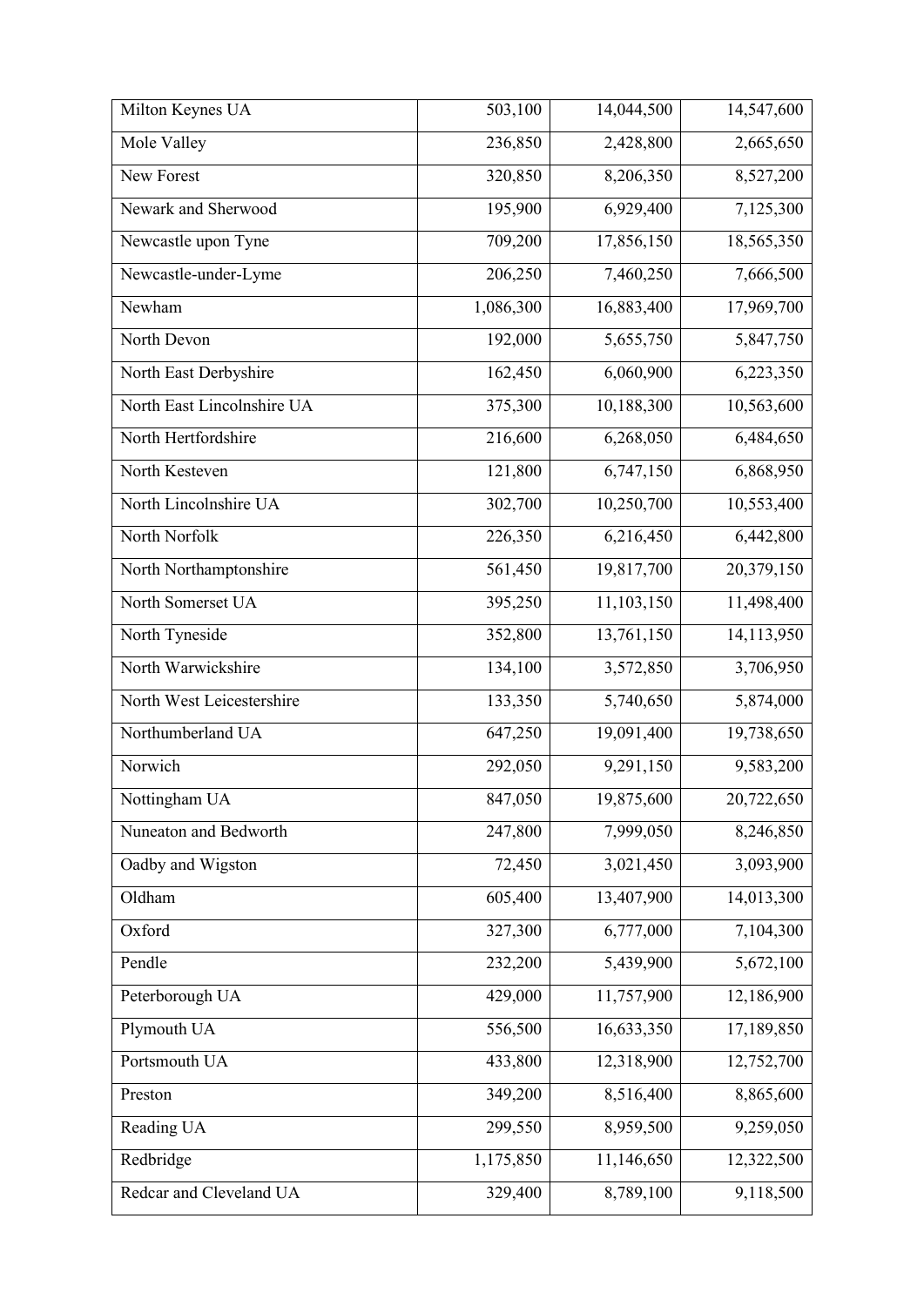| Milton Keynes UA | 503,100 | 14,044,500 | 14,547,600 |
|---|---|---|---|
| Mole Valley | 236,850 | 2,428,800 | 2,665,650 |
| New Forest | 320,850 | 8,206,350 | 8,527,200 |
| Newark and Sherwood | 195,900 | 6,929,400 | 7,125,300 |
| Newcastle upon Tyne | 709,200 | 17,856,150 | 18,565,350 |
| Newcastle-under-Lyme | 206,250 | 7,460,250 | 7,666,500 |
| Newham | 1,086,300 | 16,883,400 | 17,969,700 |
| North Devon | 192,000 | 5,655,750 | 5,847,750 |
| North East Derbyshire | 162,450 | 6,060,900 | 6,223,350 |
| North East Lincolnshire UA | 375,300 | 10,188,300 | 10,563,600 |
| North Hertfordshire | 216,600 | 6,268,050 | 6,484,650 |
| North Kesteven | 121,800 | 6,747,150 | 6,868,950 |
| North Lincolnshire UA | 302,700 | 10,250,700 | 10,553,400 |
| North Norfolk | 226,350 | 6,216,450 | 6,442,800 |
| North Northamptonshire | 561,450 | 19,817,700 | 20,379,150 |
| North Somerset UA | 395,250 | 11,103,150 | 11,498,400 |
| North Tyneside | 352,800 | 13,761,150 | 14,113,950 |
| North Warwickshire | 134,100 | 3,572,850 | 3,706,950 |
| North West Leicestershire | 133,350 | 5,740,650 | 5,874,000 |
| Northumberland UA | 647,250 | 19,091,400 | 19,738,650 |
| Norwich | 292,050 | 9,291,150 | 9,583,200 |
| Nottingham UA | 847,050 | 19,875,600 | 20,722,650 |
| Nuneaton and Bedworth | 247,800 | 7,999,050 | 8,246,850 |
| Oadby and Wigston | 72,450 | 3,021,450 | 3,093,900 |
| Oldham | 605,400 | 13,407,900 | 14,013,300 |
| Oxford | 327,300 | 6,777,000 | 7,104,300 |
| Pendle | 232,200 | 5,439,900 | 5,672,100 |
| Peterborough UA | 429,000 | 11,757,900 | 12,186,900 |
| Plymouth UA | 556,500 | 16,633,350 | 17,189,850 |
| Portsmouth UA | 433,800 | 12,318,900 | 12,752,700 |
| Preston | 349,200 | 8,516,400 | 8,865,600 |
| Reading UA | 299,550 | 8,959,500 | 9,259,050 |
| Redbridge | 1,175,850 | 11,146,650 | 12,322,500 |
| Redcar and Cleveland UA | 329,400 | 8,789,100 | 9,118,500 |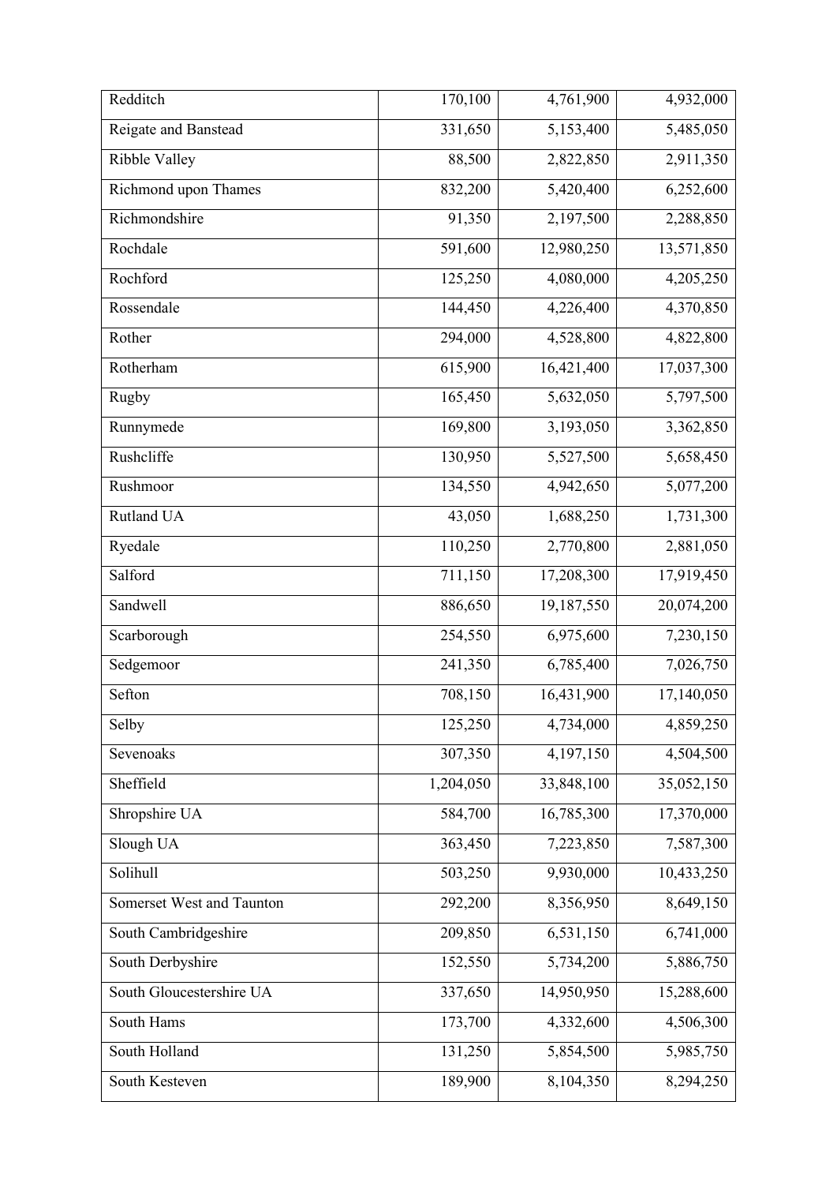| | | | |
|---|---|---|---|
| Redditch | 170,100 | 4,761,900 | 4,932,000 |
| Reigate and Banstead | 331,650 | 5,153,400 | 5,485,050 |
| Ribble Valley | 88,500 | 2,822,850 | 2,911,350 |
| Richmond upon Thames | 832,200 | 5,420,400 | 6,252,600 |
| Richmondshire | 91,350 | 2,197,500 | 2,288,850 |
| Rochdale | 591,600 | 12,980,250 | 13,571,850 |
| Rochford | 125,250 | 4,080,000 | 4,205,250 |
| Rossendale | 144,450 | 4,226,400 | 4,370,850 |
| Rother | 294,000 | 4,528,800 | 4,822,800 |
| Rotherham | 615,900 | 16,421,400 | 17,037,300 |
| Rugby | 165,450 | 5,632,050 | 5,797,500 |
| Runnymede | 169,800 | 3,193,050 | 3,362,850 |
| Rushcliffe | 130,950 | 5,527,500 | 5,658,450 |
| Rushmoor | 134,550 | 4,942,650 | 5,077,200 |
| Rutland UA | 43,050 | 1,688,250 | 1,731,300 |
| Ryedale | 110,250 | 2,770,800 | 2,881,050 |
| Salford | 711,150 | 17,208,300 | 17,919,450 |
| Sandwell | 886,650 | 19,187,550 | 20,074,200 |
| Scarborough | 254,550 | 6,975,600 | 7,230,150 |
| Sedgemoor | 241,350 | 6,785,400 | 7,026,750 |
| Sefton | 708,150 | 16,431,900 | 17,140,050 |
| Selby | 125,250 | 4,734,000 | 4,859,250 |
| Sevenoaks | 307,350 | 4,197,150 | 4,504,500 |
| Sheffield | 1,204,050 | 33,848,100 | 35,052,150 |
| Shropshire UA | 584,700 | 16,785,300 | 17,370,000 |
| Slough UA | 363,450 | 7,223,850 | 7,587,300 |
| Solihull | 503,250 | 9,930,000 | 10,433,250 |
| Somerset West and Taunton | 292,200 | 8,356,950 | 8,649,150 |
| South Cambridgeshire | 209,850 | 6,531,150 | 6,741,000 |
| South Derbyshire | 152,550 | 5,734,200 | 5,886,750 |
| South Gloucestershire UA | 337,650 | 14,950,950 | 15,288,600 |
| South Hams | 173,700 | 4,332,600 | 4,506,300 |
| South Holland | 131,250 | 5,854,500 | 5,985,750 |
| South Kesteven | 189,900 | 8,104,350 | 8,294,250 |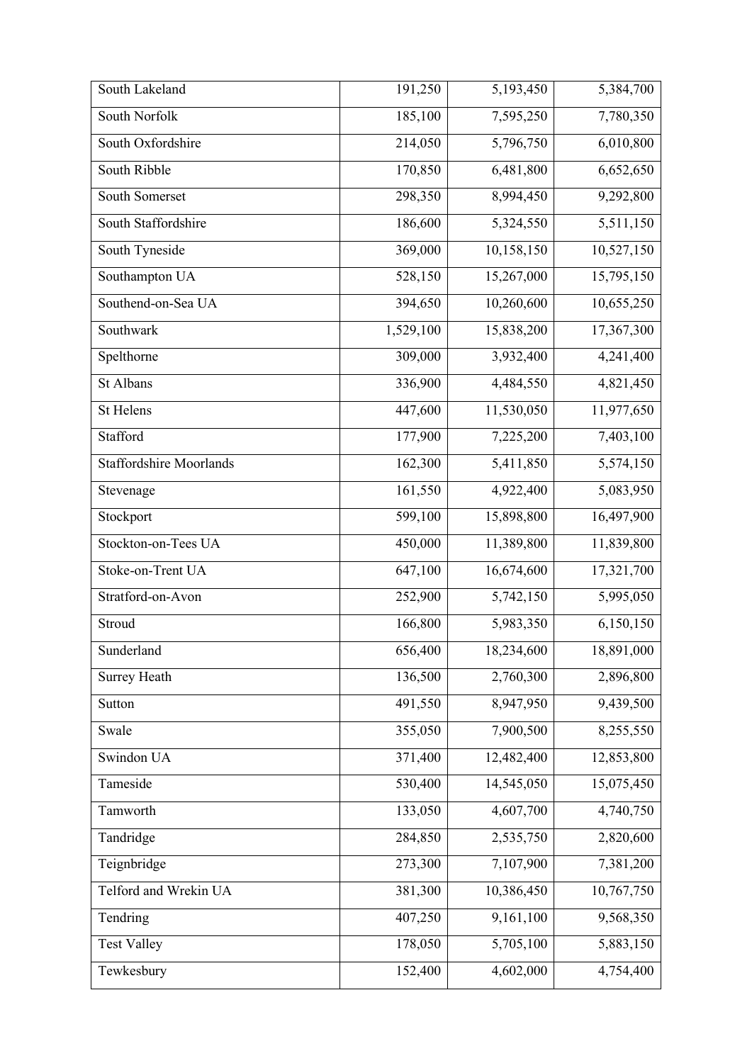| South Lakeland | 191,250 | 5,193,450 | 5,384,700 |
|---|---|---|---|
| South Norfolk | 185,100 | 7,595,250 | 7,780,350 |
| South Oxfordshire | 214,050 | 5,796,750 | 6,010,800 |
| South Ribble | 170,850 | 6,481,800 | 6,652,650 |
| South Somerset | 298,350 | 8,994,450 | 9,292,800 |
| South Staffordshire | 186,600 | 5,324,550 | 5,511,150 |
| South Tyneside | 369,000 | 10,158,150 | 10,527,150 |
| Southampton UA | 528,150 | 15,267,000 | 15,795,150 |
| Southend-on-Sea UA | 394,650 | 10,260,600 | 10,655,250 |
| Southwark | 1,529,100 | 15,838,200 | 17,367,300 |
| Spelthorne | 309,000 | 3,932,400 | 4,241,400 |
| St Albans | 336,900 | 4,484,550 | 4,821,450 |
| St Helens | 447,600 | 11,530,050 | 11,977,650 |
| Stafford | 177,900 | 7,225,200 | 7,403,100 |
| Staffordshire Moorlands | 162,300 | 5,411,850 | 5,574,150 |
| Stevenage | 161,550 | 4,922,400 | 5,083,950 |
| Stockport | 599,100 | 15,898,800 | 16,497,900 |
| Stockton-on-Tees UA | 450,000 | 11,389,800 | 11,839,800 |
| Stoke-on-Trent UA | 647,100 | 16,674,600 | 17,321,700 |
| Stratford-on-Avon | 252,900 | 5,742,150 | 5,995,050 |
| Stroud | 166,800 | 5,983,350 | 6,150,150 |
| Sunderland | 656,400 | 18,234,600 | 18,891,000 |
| Surrey Heath | 136,500 | 2,760,300 | 2,896,800 |
| Sutton | 491,550 | 8,947,950 | 9,439,500 |
| Swale | 355,050 | 7,900,500 | 8,255,550 |
| Swindon UA | 371,400 | 12,482,400 | 12,853,800 |
| Tameside | 530,400 | 14,545,050 | 15,075,450 |
| Tamworth | 133,050 | 4,607,700 | 4,740,750 |
| Tandridge | 284,850 | 2,535,750 | 2,820,600 |
| Teignbridge | 273,300 | 7,107,900 | 7,381,200 |
| Telford and Wrekin UA | 381,300 | 10,386,450 | 10,767,750 |
| Tendring | 407,250 | 9,161,100 | 9,568,350 |
| Test Valley | 178,050 | 5,705,100 | 5,883,150 |
| Tewkesbury | 152,400 | 4,602,000 | 4,754,400 |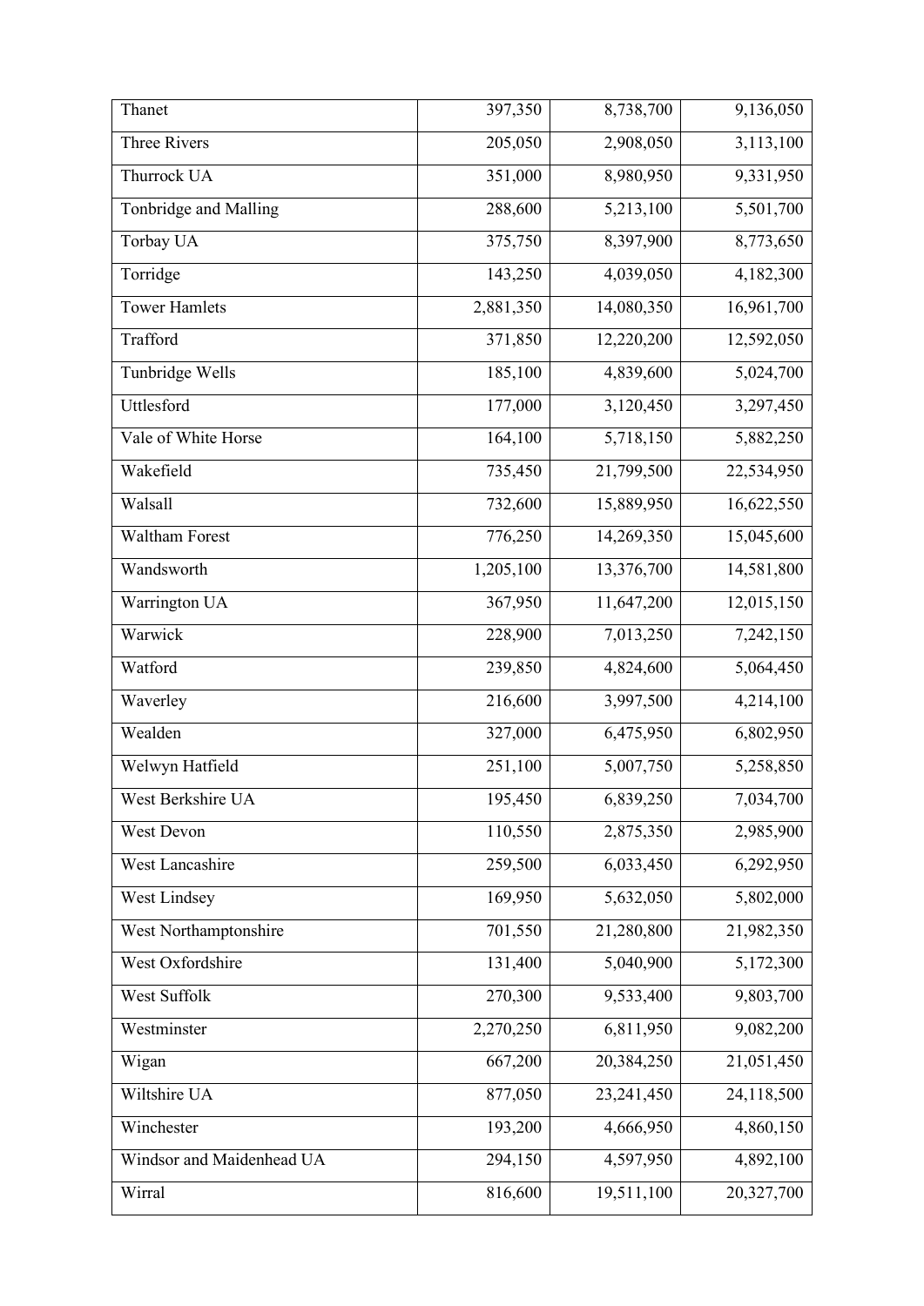| | | | |
|---|---|---|---|
| Thanet | 397,350 | 8,738,700 | 9,136,050 |
| Three Rivers | 205,050 | 2,908,050 | 3,113,100 |
| Thurrock UA | 351,000 | 8,980,950 | 9,331,950 |
| Tonbridge and Malling | 288,600 | 5,213,100 | 5,501,700 |
| Torbay UA | 375,750 | 8,397,900 | 8,773,650 |
| Torridge | 143,250 | 4,039,050 | 4,182,300 |
| Tower Hamlets | 2,881,350 | 14,080,350 | 16,961,700 |
| Trafford | 371,850 | 12,220,200 | 12,592,050 |
| Tunbridge Wells | 185,100 | 4,839,600 | 5,024,700 |
| Uttlesford | 177,000 | 3,120,450 | 3,297,450 |
| Vale of White Horse | 164,100 | 5,718,150 | 5,882,250 |
| Wakefield | 735,450 | 21,799,500 | 22,534,950 |
| Walsall | 732,600 | 15,889,950 | 16,622,550 |
| Waltham Forest | 776,250 | 14,269,350 | 15,045,600 |
| Wandsworth | 1,205,100 | 13,376,700 | 14,581,800 |
| Warrington UA | 367,950 | 11,647,200 | 12,015,150 |
| Warwick | 228,900 | 7,013,250 | 7,242,150 |
| Watford | 239,850 | 4,824,600 | 5,064,450 |
| Waverley | 216,600 | 3,997,500 | 4,214,100 |
| Wealden | 327,000 | 6,475,950 | 6,802,950 |
| Welwyn Hatfield | 251,100 | 5,007,750 | 5,258,850 |
| West Berkshire UA | 195,450 | 6,839,250 | 7,034,700 |
| West Devon | 110,550 | 2,875,350 | 2,985,900 |
| West Lancashire | 259,500 | 6,033,450 | 6,292,950 |
| West Lindsey | 169,950 | 5,632,050 | 5,802,000 |
| West Northamptonshire | 701,550 | 21,280,800 | 21,982,350 |
| West Oxfordshire | 131,400 | 5,040,900 | 5,172,300 |
| West Suffolk | 270,300 | 9,533,400 | 9,803,700 |
| Westminster | 2,270,250 | 6,811,950 | 9,082,200 |
| Wigan | 667,200 | 20,384,250 | 21,051,450 |
| Wiltshire UA | 877,050 | 23,241,450 | 24,118,500 |
| Winchester | 193,200 | 4,666,950 | 4,860,150 |
| Windsor and Maidenhead UA | 294,150 | 4,597,950 | 4,892,100 |
| Wirral | 816,600 | 19,511,100 | 20,327,700 |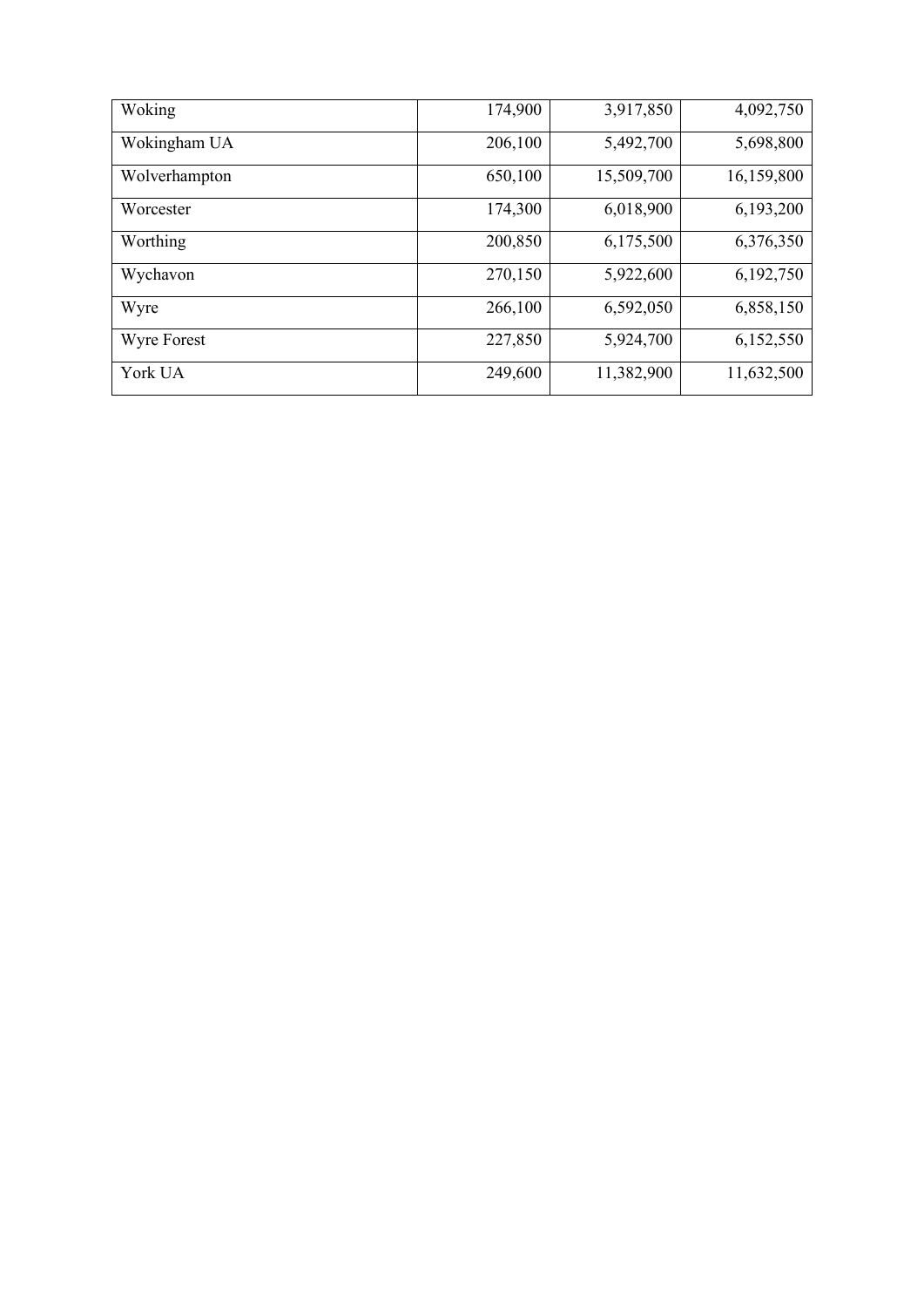| | | | |
|---|---|---|---|
| Woking | 174,900 | 3,917,850 | 4,092,750 |
| Wokingham UA | 206,100 | 5,492,700 | 5,698,800 |
| Wolverhampton | 650,100 | 15,509,700 | 16,159,800 |
| Worcester | 174,300 | 6,018,900 | 6,193,200 |
| Worthing | 200,850 | 6,175,500 | 6,376,350 |
| Wychavon | 270,150 | 5,922,600 | 6,192,750 |
| Wyre | 266,100 | 6,592,050 | 6,858,150 |
| Wyre Forest | 227,850 | 5,924,700 | 6,152,550 |
| York UA | 249,600 | 11,382,900 | 11,632,500 |